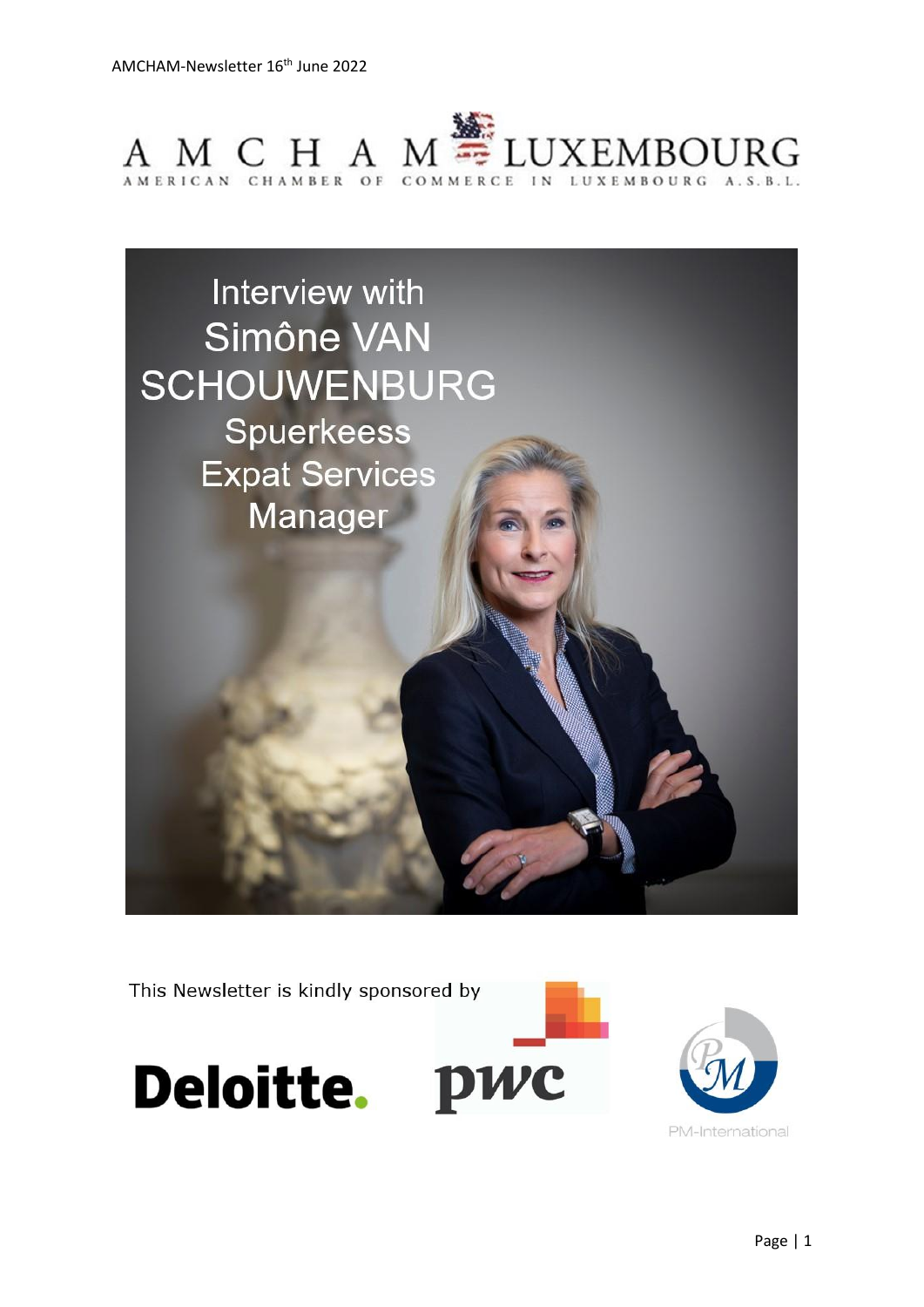AMCHAM-Newsletter 16th June 2022

# AMCHAM LUXEMBOURG

AMERICAN CHAMBER OF COMMERCE IN LUXEMBOURG A.S.B.L.

## Interview with Simône VAN SCHOUWENBURG

Spuerkeess Expat Services Manager

This Newsletter is kindly sponsored by

Deloitte.

pwc

PM-International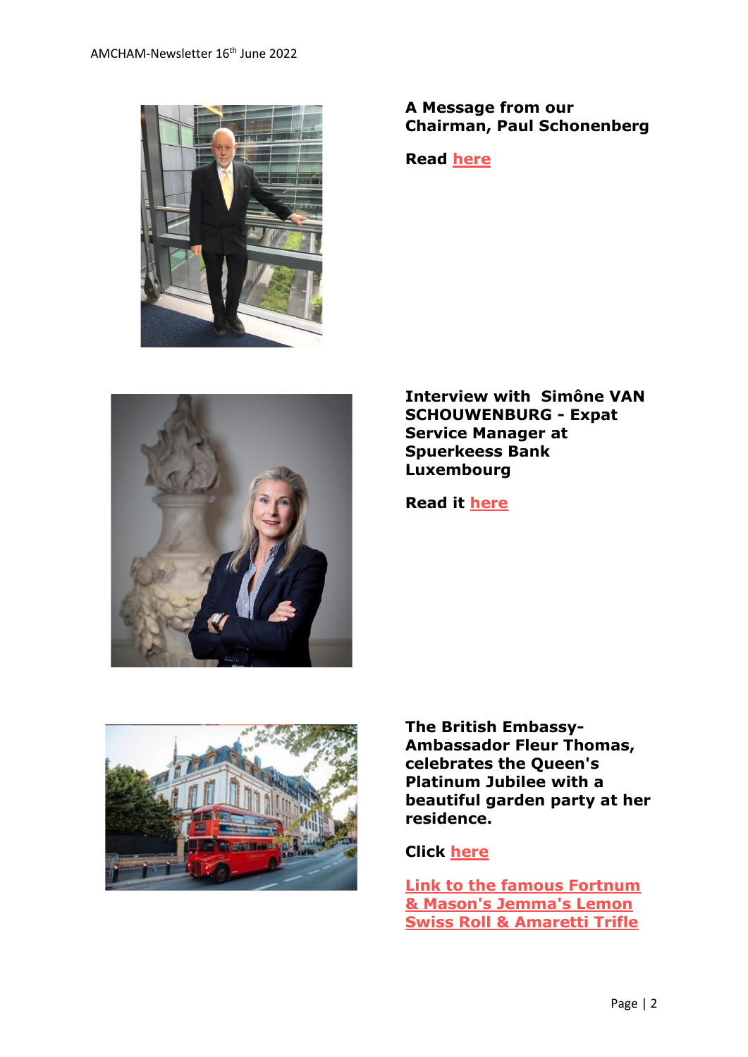**A Message from our Chairman, Paul Schonenberg**

**Read here**

**Interview with Simône VAN SCHOUWENBURG - Expat Service Manager at Spuerkeess Bank Luxembourg**

**Read it here**

**The British Embassy-Ambassador Fleur Thomas, celebrates the Queen's Platinum Jubilee with a beautiful garden party at her residence.**

**Click here**

**Link to the famous Fortnum & Mason's Jemma's Lemon Swiss Roll & Amaretti Trifle**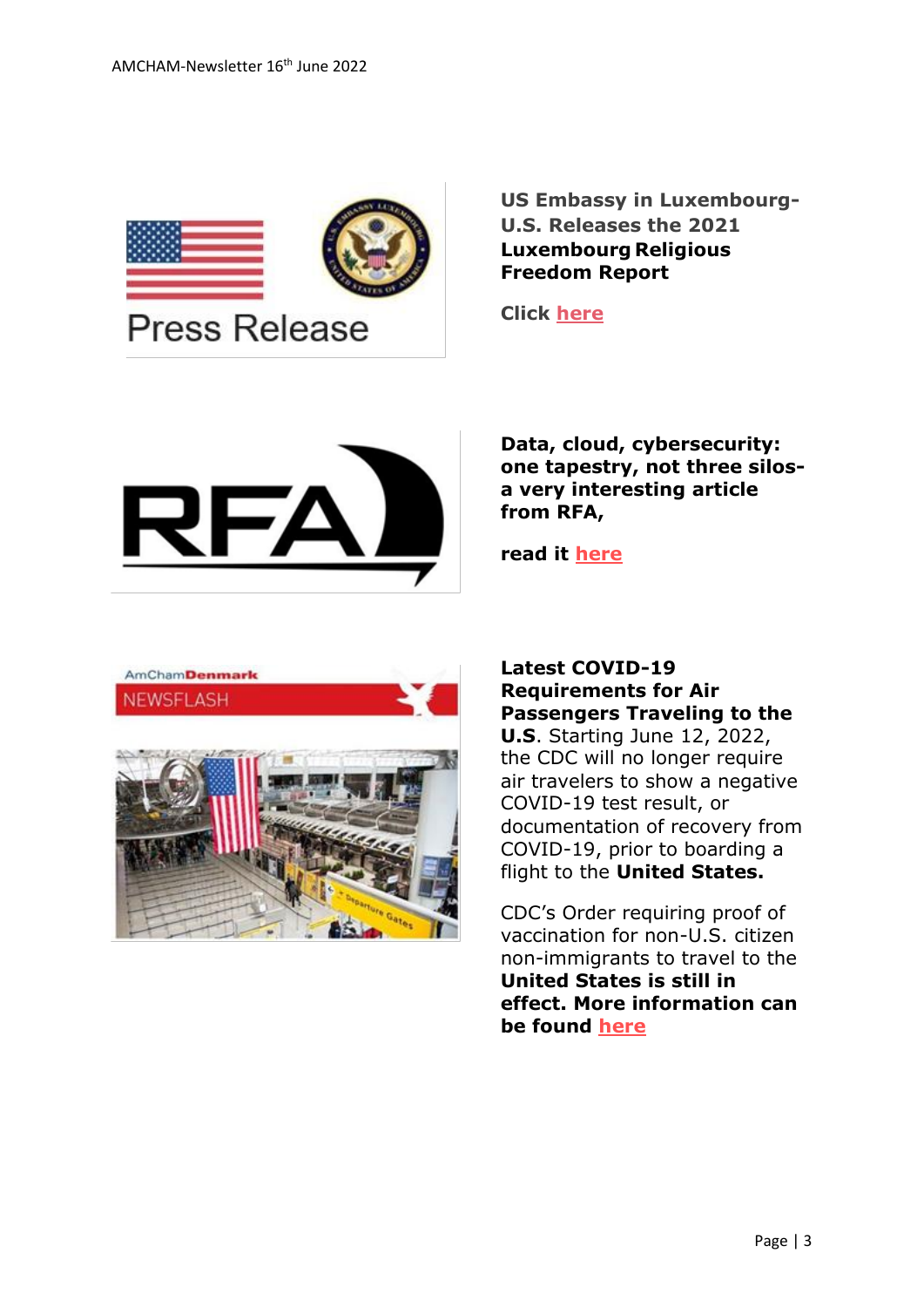**US Embassy in Luxembourg- U.S. Releases the 2021 Luxembourg Religious Freedom Report**

**Click here**

**Data, cloud, cybersecurity: one tapestry, not three silos- a very interesting article from RFA,**

**read it here**

**Latest COVID-19 Requirements for Air Passengers Traveling to the U.S**. Starting June 12, 2022, the CDC will no longer require air travelers to show a negative COVID-19 test result, or documentation of recovery from COVID-19, prior to boarding a flight to the **United States.**

CDC's Order requiring proof of vaccination for non-U.S. citizen non-immigrants to travel to the **United States is still in effect. More information can be found here**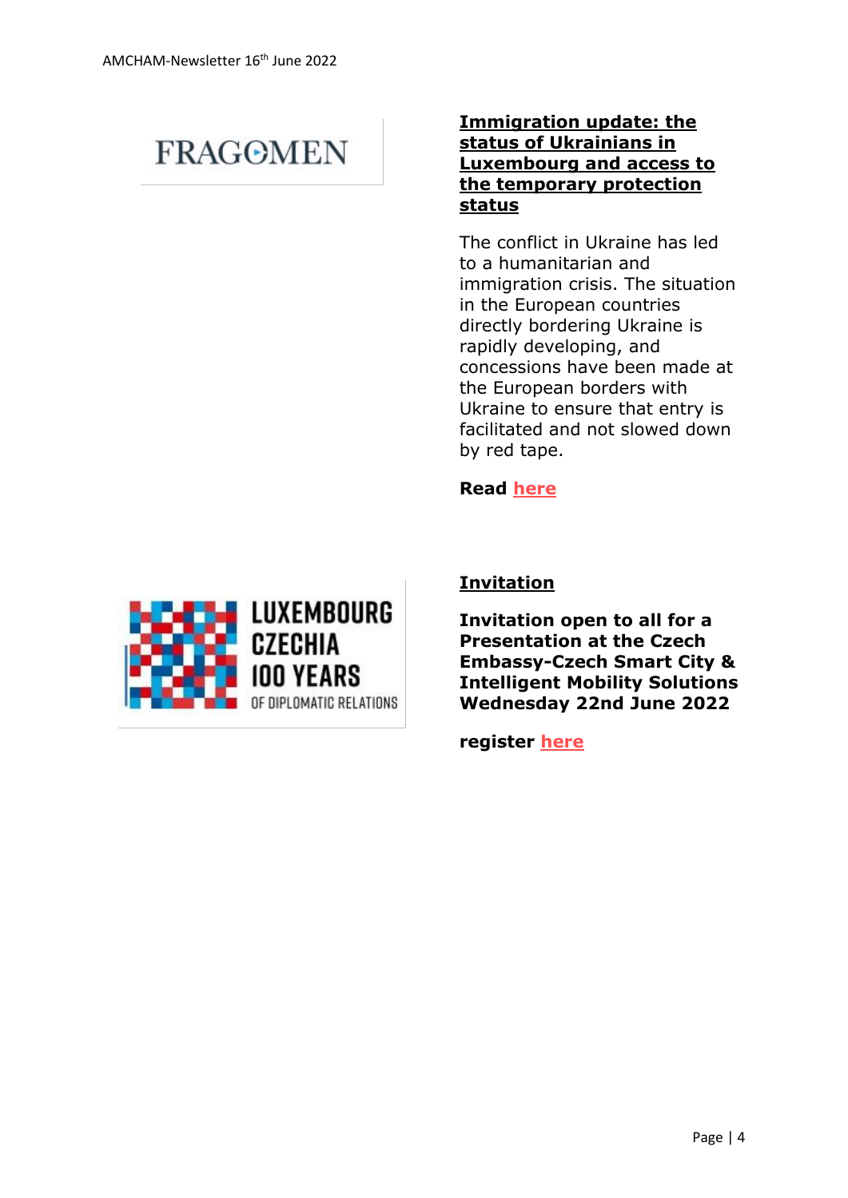FRAGOMEN

**Immigration update: the status of Ukrainians in Luxembourg and access to the temporary protection status**

The conflict in Ukraine has led to a humanitarian and immigration crisis. The situation in the European countries directly bordering Ukraine is rapidly developing, and concessions have been made at the European borders with Ukraine to ensure that entry is facilitated and not slowed down by red tape.

**Read here**

LUXEMBOURG CZECHIA 100 YEARS OF DIPLOMATIC RELATIONS

**Invitation**

**Invitation open to all for a Presentation at the Czech Embassy-Czech Smart City & Intelligent Mobility Solutions Wednesday 22nd June 2022**

**register here**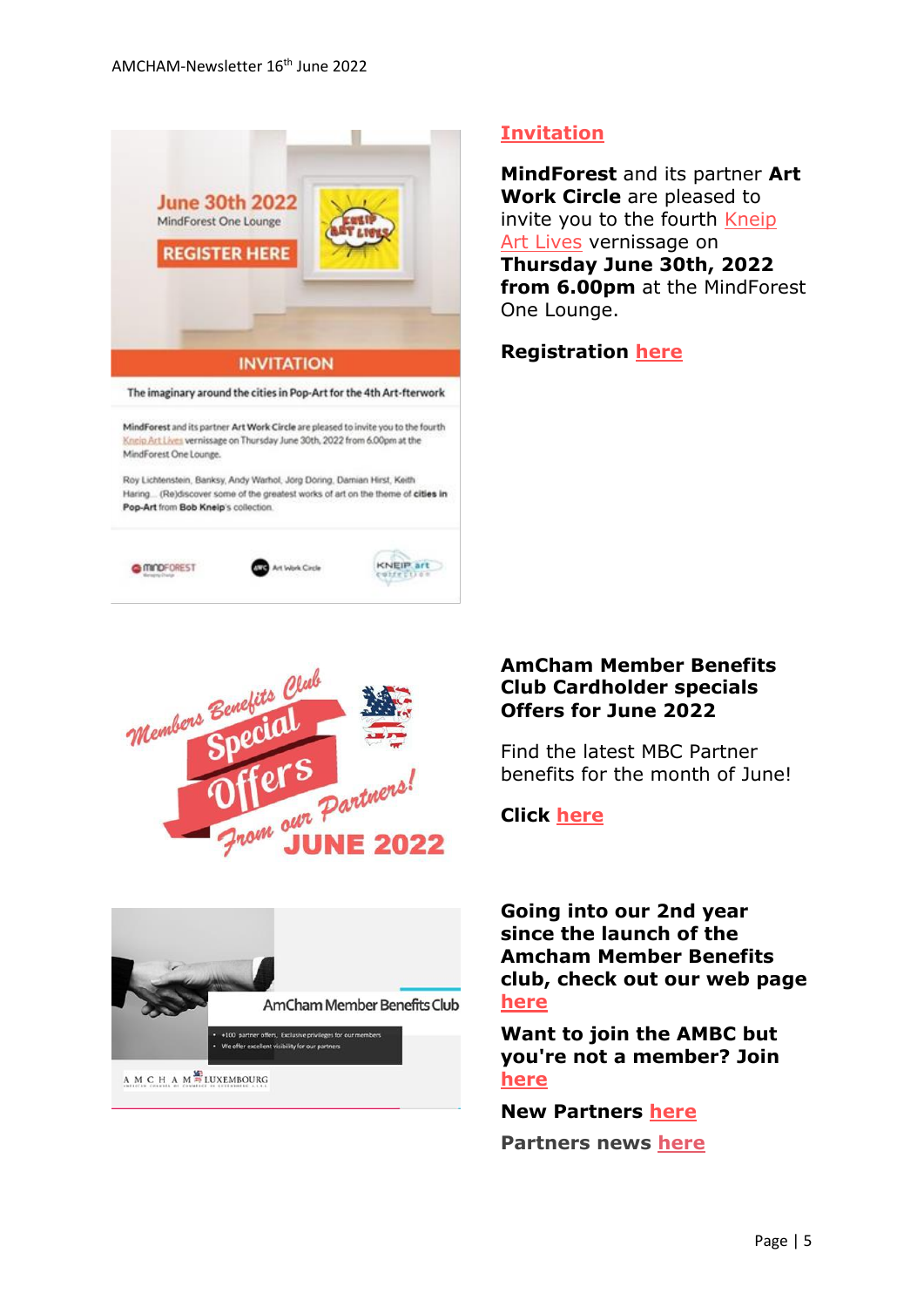**Invitation**

**MindForest** and its partner **Art Work Circle** are pleased to invite you to the fourth Kneip Art Lives vernissage on **Thursday June 30th, 2022 from 6.00pm** at the MindForest One Lounge.

**Registration here**

**AmCham Member Benefits Club Cardholder specials Offers for June 2022**

Find the latest MBC Partner benefits for the month of June!

**Click here**

**Going into our 2nd year since the launch of the Amcham Member Benefits club, check out our web page here**

**Want to join the AMBC but you're not a member? Join here**

**New Partners here**

**Partners news here**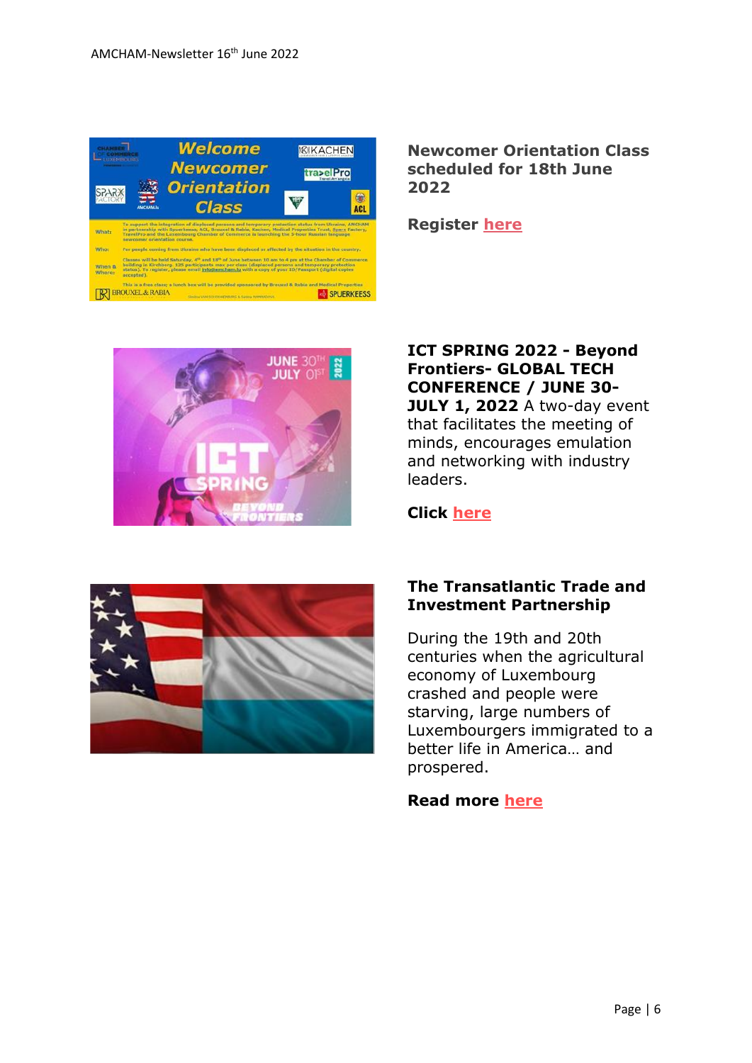## Newcomer Orientation Class scheduled for 18th June 2022

**Register here**

**ICT SPRING 2022 - Beyond Frontiers- GLOBAL TECH CONFERENCE / JUNE 30-JULY 1, 2022** A two-day event that facilitates the meeting of minds, encourages emulation and networking with industry leaders.

**Click here**

## The Transatlantic Trade and Investment Partnership

During the 19th and 20th centuries when the agricultural economy of Luxembourg crashed and people were starving, large numbers of Luxembourgers immigrated to a better life in America… and prospered.

**Read more here**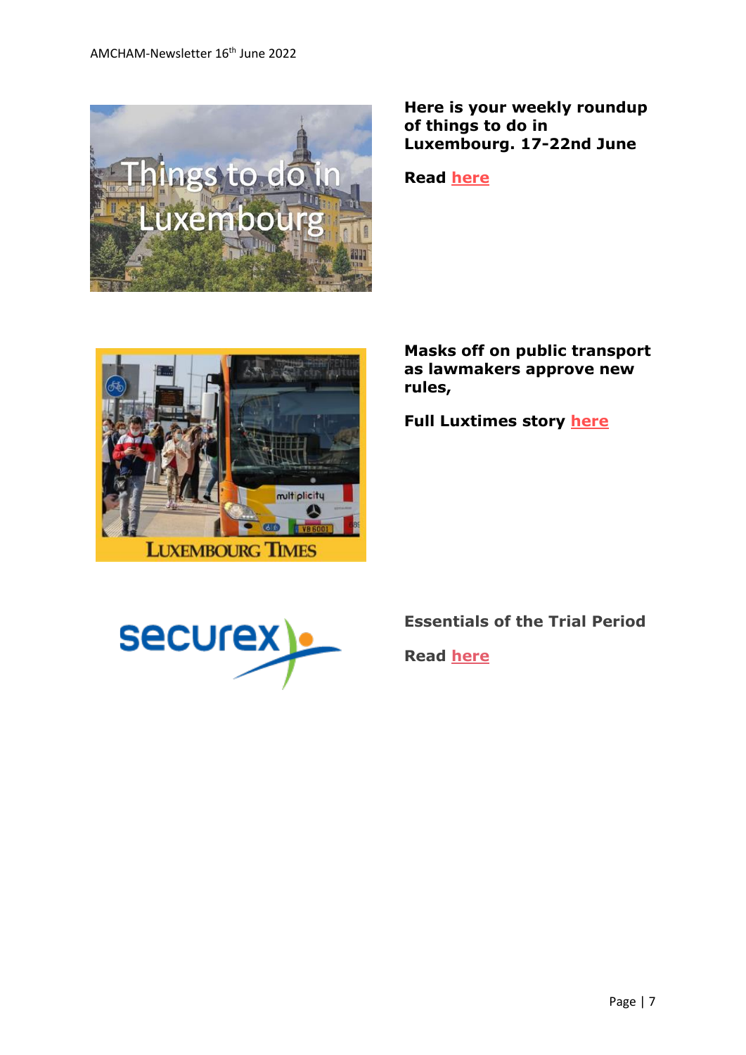**Here is your weekly roundup of things to do in Luxembourg. 17-22nd June**

**Read here**

**Masks off on public transport as lawmakers approve new rules,**

**Full Luxtimes story here**

**Essentials of the Trial Period**

**Read here**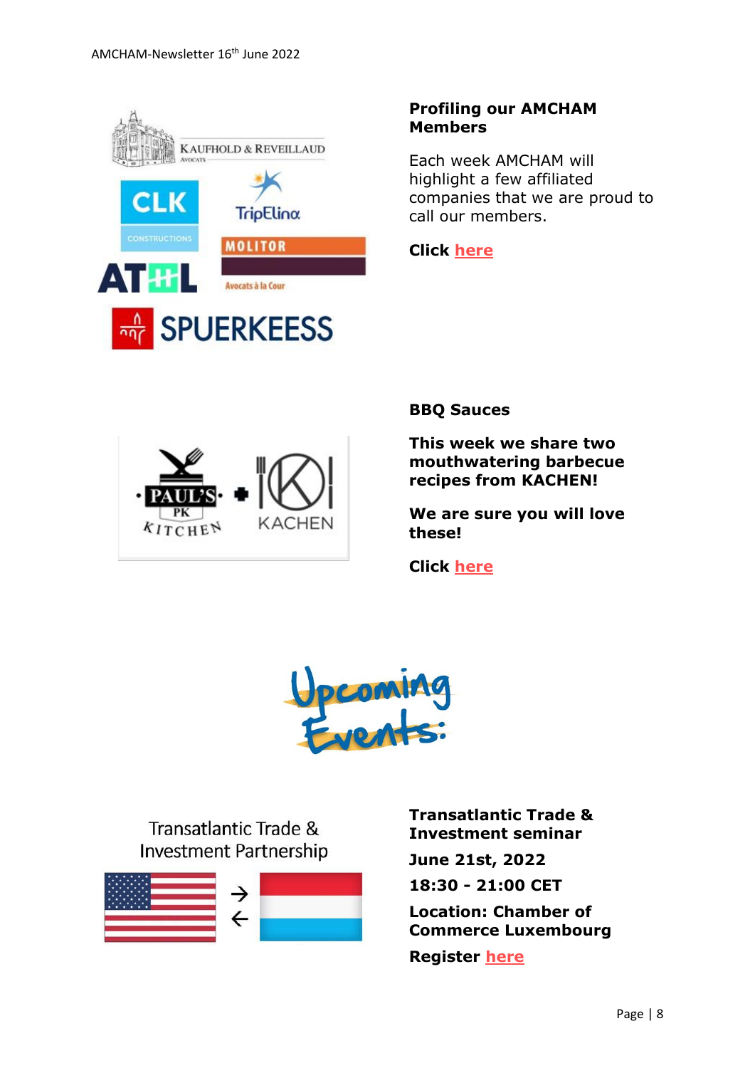**Profiling our AMCHAM Members**

Each week AMCHAM will highlight a few affiliated companies that we are proud to call our members.

**Click here**

**BBQ Sauces**

**This week we share two mouthwatering barbecue recipes from KACHEN!**

**We are sure you will love these!**

**Click here**

Upcoming Events:

**Transatlantic Trade & Investment seminar**

**June 21st, 2022**

**18:30 - 21:00 CET**

**Location: Chamber of Commerce Luxembourg**

**Register here**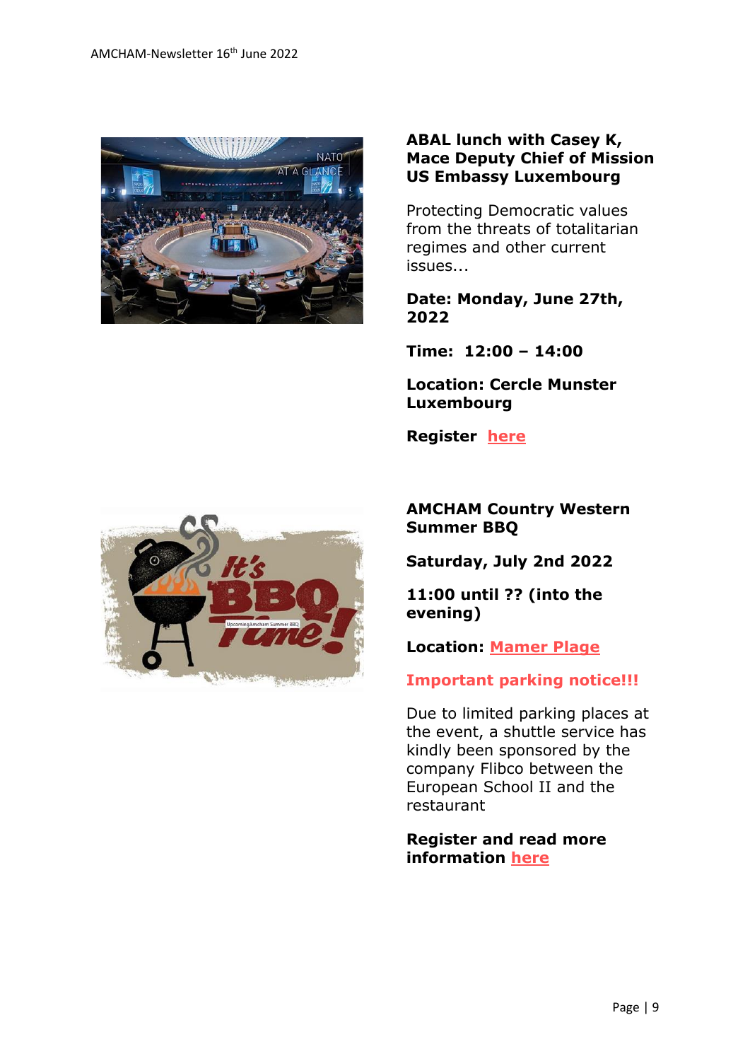**ABAL lunch with Casey K, Mace Deputy Chief of Mission US Embassy Luxembourg**

Protecting Democratic values from the threats of totalitarian regimes and other current issues...

**Date: Monday, June 27th, 2022**

**Time: 12:00 – 14:00**

**Location: Cercle Munster Luxembourg**

**Register here**

**AMCHAM Country Western Summer BBQ**

**Saturday, July 2nd 2022**

**11:00 until ?? (into the evening)**

**Location: Mamer Plage**

**Important parking notice!!!**

Due to limited parking places at the event, a shuttle service has kindly been sponsored by the company Flibco between the European School II and the restaurant

**Register and read more information here**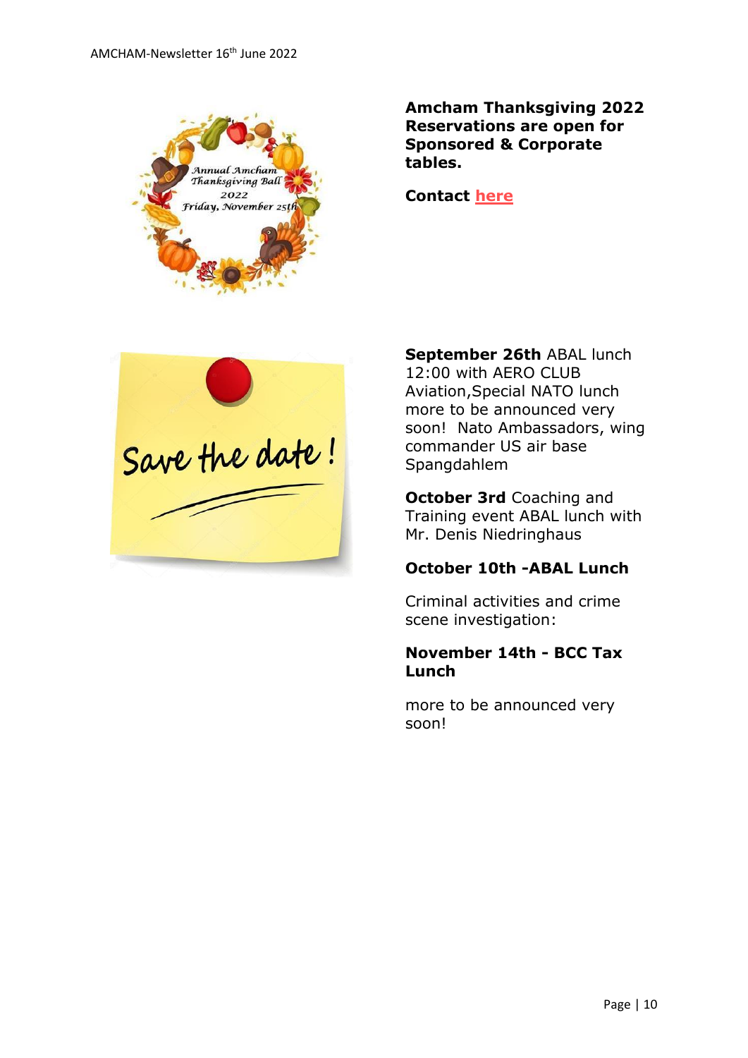**Amcham Thanksgiving 2022 Reservations are open for Sponsored & Corporate tables.**

**Contact here**

**September 26th** ABAL lunch 12:00 with AERO CLUB Aviation,Special NATO lunch more to be announced very soon! Nato Ambassadors, wing commander US air base Spangdahlem

**October 3rd** Coaching and Training event ABAL lunch with Mr. Denis Niedringhaus

**October 10th -ABAL Lunch**

Criminal activities and crime scene investigation:

**November 14th - BCC Tax Lunch**

more to be announced very soon!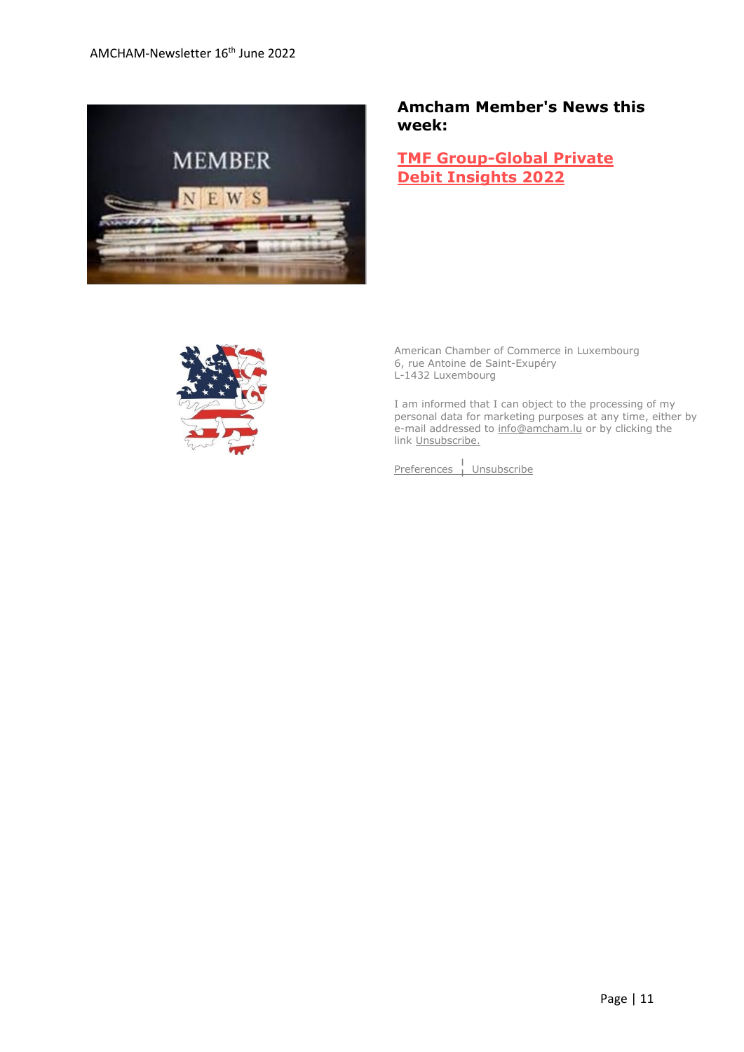## Amcham Member's News this week:

**TMF Group-Global Private Debit Insights 2022**

American Chamber of Commerce in Luxembourg
6, rue Antoine de Saint-Exupéry
L-1432 Luxembourg

I am informed that I can object to the processing of my personal data for marketing purposes at any time, either by e-mail addressed to info@amcham.lu or by clicking the link Unsubscribe.

Preferences | Unsubscribe